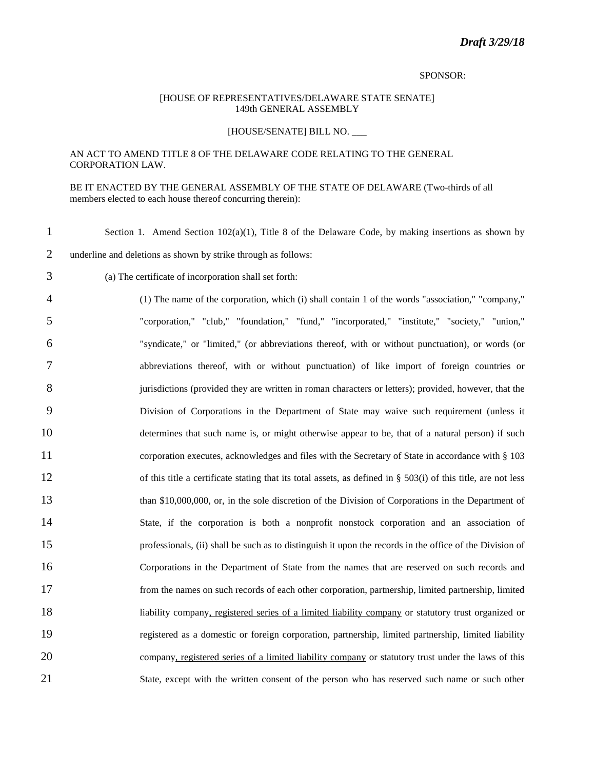*Draft 3/29/18*

SPONSOR:

[HOUSE OF REPRESENTATIVES/DELAWARE STATE SENATE]
149th GENERAL ASSEMBLY

[HOUSE/SENATE] BILL NO. ___

AN ACT TO AMEND TITLE 8 OF THE DELAWARE CODE RELATING TO THE GENERAL CORPORATION LAW.

BE IT ENACTED BY THE GENERAL ASSEMBLY OF THE STATE OF DELAWARE (Two-thirds of all members elected to each house thereof concurring therein):

Section 1. Amend Section 102(a)(1), Title 8 of the Delaware Code, by making insertions as shown by underline and deletions as shown by strike through as follows:

(a) The certificate of incorporation shall set forth:

(1) The name of the corporation, which (i) shall contain 1 of the words "association," "company," "corporation," "club," "foundation," "fund," "incorporated," "institute," "society," "union," "syndicate," or "limited," (or abbreviations thereof, with or without punctuation), or words (or abbreviations thereof, with or without punctuation) of like import of foreign countries or jurisdictions (provided they are written in roman characters or letters); provided, however, that the Division of Corporations in the Department of State may waive such requirement (unless it determines that such name is, or might otherwise appear to be, that of a natural person) if such corporation executes, acknowledges and files with the Secretary of State in accordance with § 103 of this title a certificate stating that its total assets, as defined in § 503(i) of this title, are not less than $10,000,000, or, in the sole discretion of the Division of Corporations in the Department of State, if the corporation is both a nonprofit nonstock corporation and an association of professionals, (ii) shall be such as to distinguish it upon the records in the office of the Division of Corporations in the Department of State from the names that are reserved on such records and from the names on such records of each other corporation, partnership, limited partnership, limited liability company<u>, registered series of a limited liability company</u> or statutory trust organized or registered as a domestic or foreign corporation, partnership, limited partnership, limited liability company<u>, registered series of a limited liability company</u> or statutory trust under the laws of this State, except with the written consent of the person who has reserved such name or such other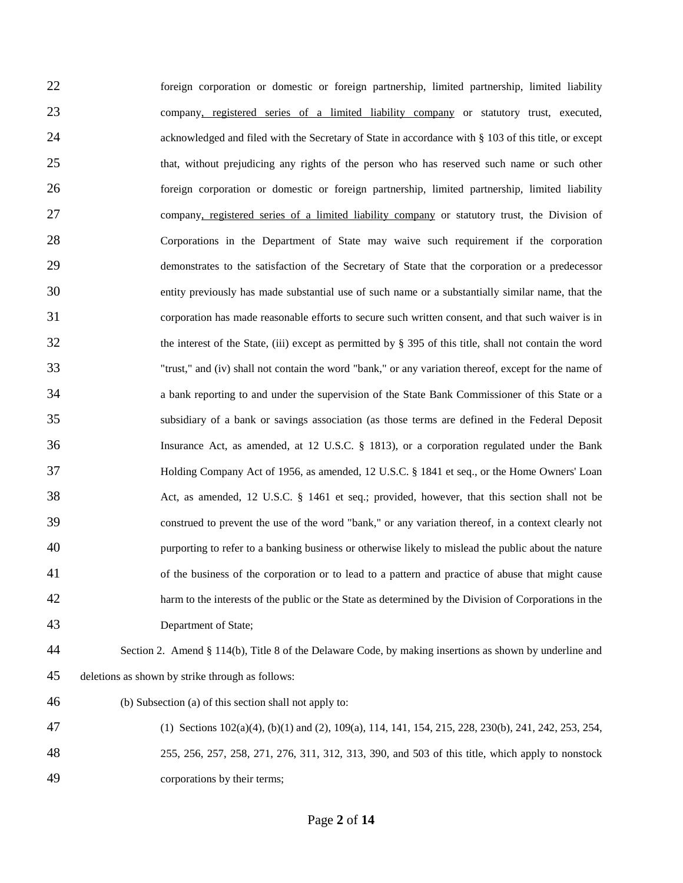foreign corporation or domestic or foreign partnership, limited partnership, limited liability company<u>, registered series of a limited liability company</u> or statutory trust, executed, acknowledged and filed with the Secretary of State in accordance with § 103 of this title, or except that, without prejudicing any rights of the person who has reserved such name or such other foreign corporation or domestic or foreign partnership, limited partnership, limited liability company<u>, registered series of a limited liability company</u> or statutory trust, the Division of Corporations in the Department of State may waive such requirement if the corporation demonstrates to the satisfaction of the Secretary of State that the corporation or a predecessor entity previously has made substantial use of such name or a substantially similar name, that the corporation has made reasonable efforts to secure such written consent, and that such waiver is in the interest of the State, (iii) except as permitted by § 395 of this title, shall not contain the word "trust," and (iv) shall not contain the word "bank," or any variation thereof, except for the name of a bank reporting to and under the supervision of the State Bank Commissioner of this State or a subsidiary of a bank or savings association (as those terms are defined in the Federal Deposit Insurance Act, as amended, at 12 U.S.C. § 1813), or a corporation regulated under the Bank Holding Company Act of 1956, as amended, 12 U.S.C. § 1841 et seq., or the Home Owners' Loan Act, as amended, 12 U.S.C. § 1461 et seq.; provided, however, that this section shall not be construed to prevent the use of the word "bank," or any variation thereof, in a context clearly not purporting to refer to a banking business or otherwise likely to mislead the public about the nature of the business of the corporation or to lead to a pattern and practice of abuse that might cause harm to the interests of the public or the State as determined by the Division of Corporations in the Department of State;

Section 2. Amend § 114(b), Title 8 of the Delaware Code, by making insertions as shown by underline and deletions as shown by strike through as follows:

(b) Subsection (a) of this section shall not apply to:

(1) Sections 102(a)(4), (b)(1) and (2), 109(a), 114, 141, 154, 215, 228, 230(b), 241, 242, 253, 254, 255, 256, 257, 258, 271, 276, 311, 312, 313, 390, and 503 of this title, which apply to nonstock corporations by their terms;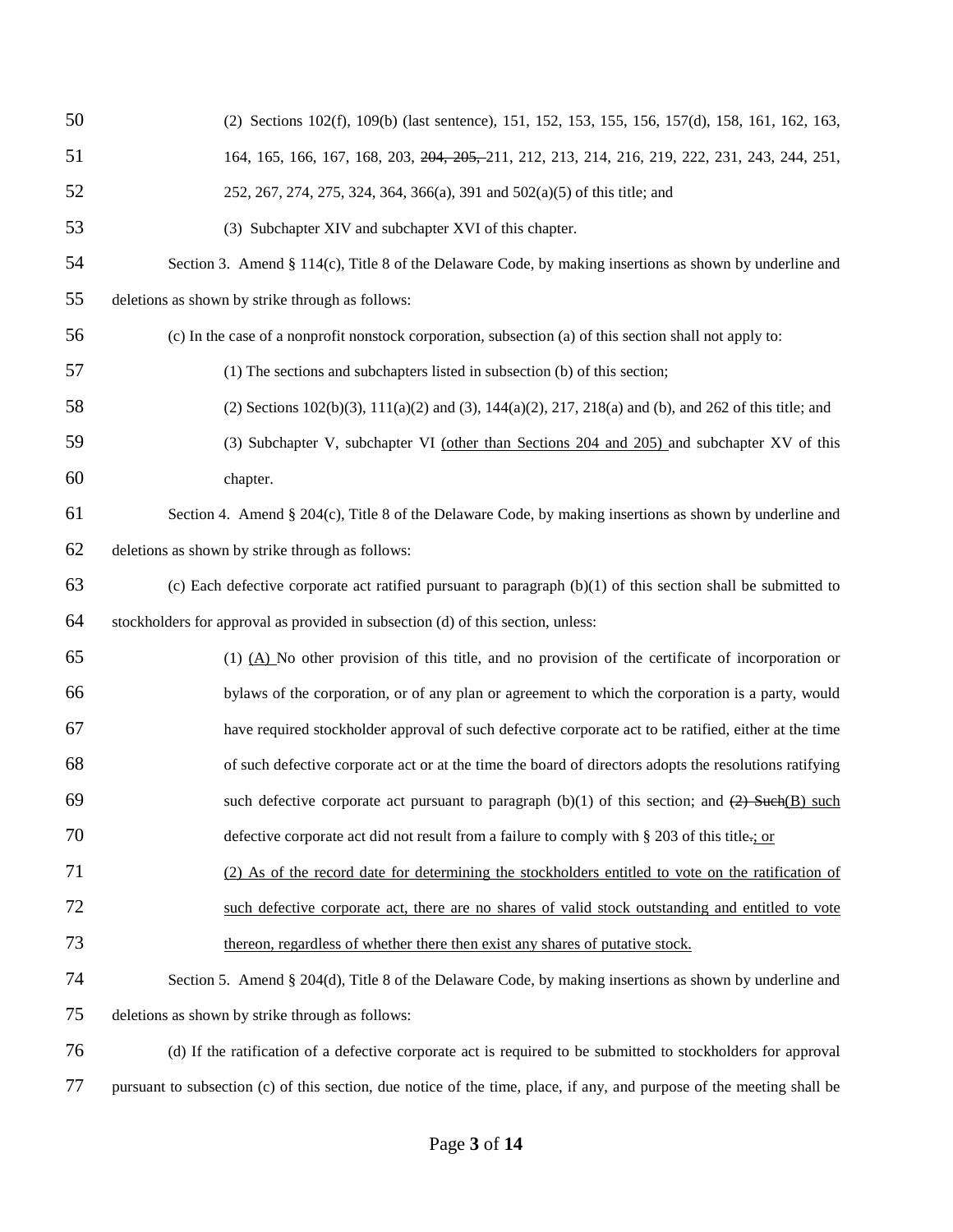(2) Sections 102(f), 109(b) (last sentence), 151, 152, 153, 155, 156, 157(d), 158, 161, 162, 163, 164, 165, 166, 167, 168, 203, ~~204, 205,~~ 211, 212, 213, 214, 216, 219, 222, 231, 243, 244, 251, 252, 267, 274, 275, 324, 364, 366(a), 391 and 502(a)(5) of this title; and

(3) Subchapter XIV and subchapter XVI of this chapter.

Section 3. Amend § 114(c), Title 8 of the Delaware Code, by making insertions as shown by underline and deletions as shown by strike through as follows:

(c) In the case of a nonprofit nonstock corporation, subsection (a) of this section shall not apply to:

(1) The sections and subchapters listed in subsection (b) of this section;

(2) Sections 102(b)(3), 111(a)(2) and (3), 144(a)(2), 217, 218(a) and (b), and 262 of this title; and

(3) Subchapter V, subchapter VI <u>(other than Sections 204 and 205)</u> and subchapter XV of this chapter.

Section 4. Amend § 204(c), Title 8 of the Delaware Code, by making insertions as shown by underline and deletions as shown by strike through as follows:

(c) Each defective corporate act ratified pursuant to paragraph (b)(1) of this section shall be submitted to stockholders for approval as provided in subsection (d) of this section, unless:

(1) <u>(A)</u> No other provision of this title, and no provision of the certificate of incorporation or bylaws of the corporation, or of any plan or agreement to which the corporation is a party, would have required stockholder approval of such defective corporate act to be ratified, either at the time of such defective corporate act or at the time the board of directors adopts the resolutions ratifying such defective corporate act pursuant to paragraph (b)(1) of this section; and ~~(2) Such~~<u>(B) such</u> defective corporate act did not result from a failure to comply with § 203 of this title~~.~~<u>; or</u>

<u>(2) As of the record date for determining the stockholders entitled to vote on the ratification of such defective corporate act, there are no shares of valid stock outstanding and entitled to vote thereon, regardless of whether there then exist any shares of putative stock.</u>

Section 5. Amend § 204(d), Title 8 of the Delaware Code, by making insertions as shown by underline and deletions as shown by strike through as follows:

(d) If the ratification of a defective corporate act is required to be submitted to stockholders for approval pursuant to subsection (c) of this section, due notice of the time, place, if any, and purpose of the meeting shall be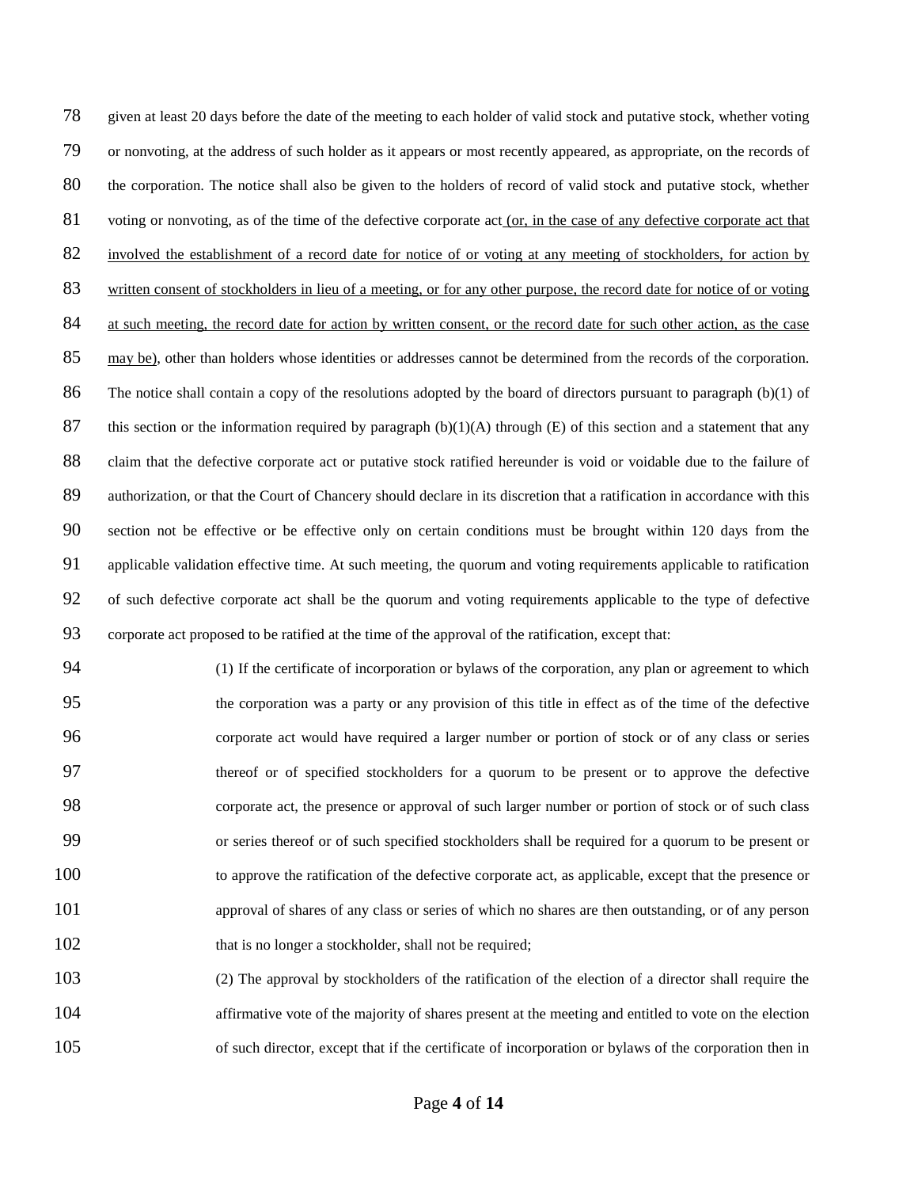given at least 20 days before the date of the meeting to each holder of valid stock and putative stock, whether voting or nonvoting, at the address of such holder as it appears or most recently appeared, as appropriate, on the records of the corporation. The notice shall also be given to the holders of record of valid stock and putative stock, whether voting or nonvoting, as of the time of the defective corporate act <u>(or, in the case of any defective corporate act that involved the establishment of a record date for notice of or voting at any meeting of stockholders, for action by written consent of stockholders in lieu of a meeting, or for any other purpose, the record date for notice of or voting at such meeting, the record date for action by written consent, or the record date for such other action, as the case may be)</u>, other than holders whose identities or addresses cannot be determined from the records of the corporation. The notice shall contain a copy of the resolutions adopted by the board of directors pursuant to paragraph (b)(1) of this section or the information required by paragraph (b)(1)(A) through (E) of this section and a statement that any claim that the defective corporate act or putative stock ratified hereunder is void or voidable due to the failure of authorization, or that the Court of Chancery should declare in its discretion that a ratification in accordance with this section not be effective or be effective only on certain conditions must be brought within 120 days from the applicable validation effective time. At such meeting, the quorum and voting requirements applicable to ratification of such defective corporate act shall be the quorum and voting requirements applicable to the type of defective corporate act proposed to be ratified at the time of the approval of the ratification, except that:

(1) If the certificate of incorporation or bylaws of the corporation, any plan or agreement to which the corporation was a party or any provision of this title in effect as of the time of the defective corporate act would have required a larger number or portion of stock or of any class or series thereof or of specified stockholders for a quorum to be present or to approve the defective corporate act, the presence or approval of such larger number or portion of stock or of such class or series thereof or of such specified stockholders shall be required for a quorum to be present or to approve the ratification of the defective corporate act, as applicable, except that the presence or approval of shares of any class or series of which no shares are then outstanding, or of any person that is no longer a stockholder, shall not be required;

(2) The approval by stockholders of the ratification of the election of a director shall require the affirmative vote of the majority of shares present at the meeting and entitled to vote on the election of such director, except that if the certificate of incorporation or bylaws of the corporation then in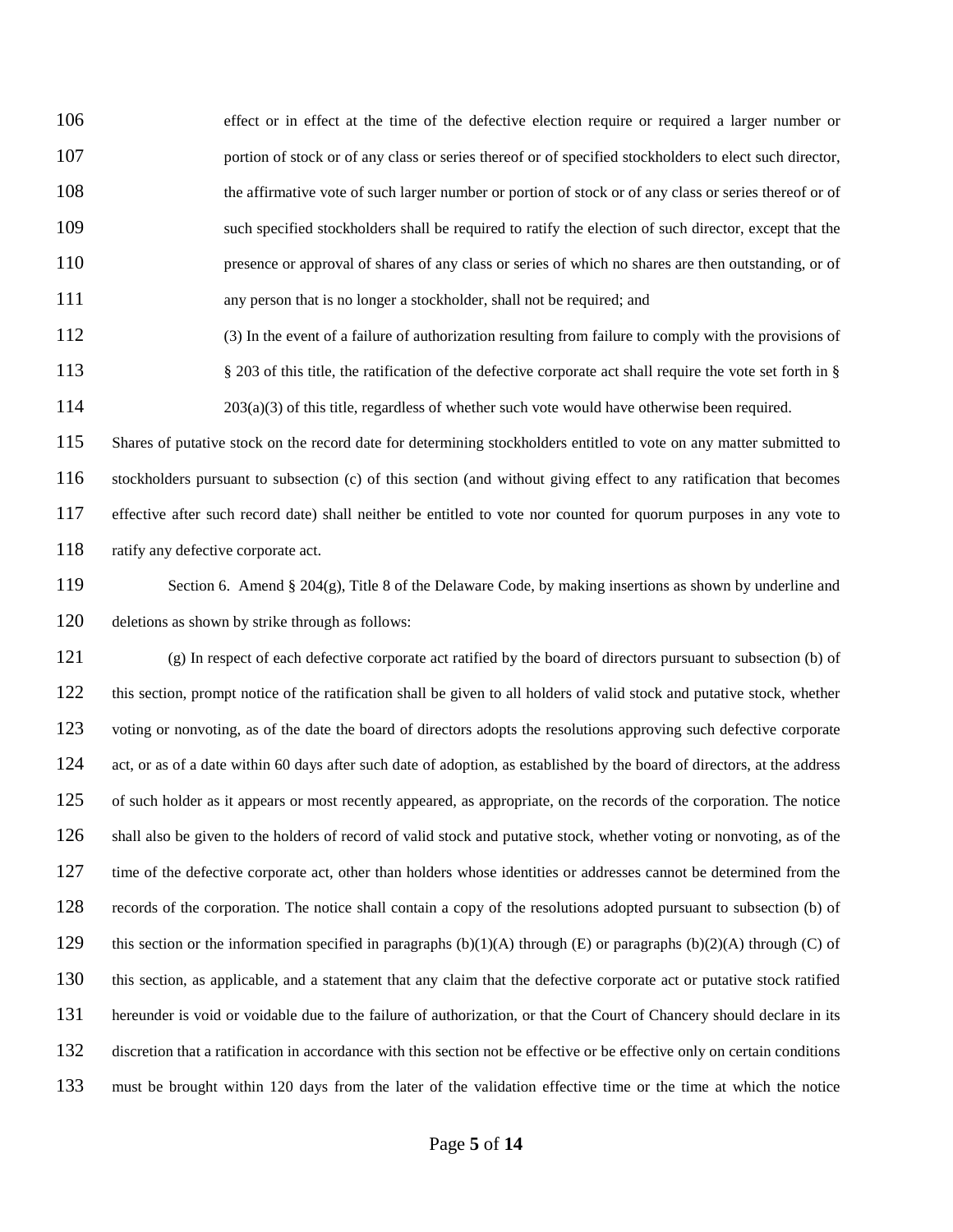effect or in effect at the time of the defective election require or required a larger number or portion of stock or of any class or series thereof or of specified stockholders to elect such director, the affirmative vote of such larger number or portion of stock or of any class or series thereof or of such specified stockholders shall be required to ratify the election of such director, except that the presence or approval of shares of any class or series of which no shares are then outstanding, or of any person that is no longer a stockholder, shall not be required; and

(3) In the event of a failure of authorization resulting from failure to comply with the provisions of § 203 of this title, the ratification of the defective corporate act shall require the vote set forth in § 203(a)(3) of this title, regardless of whether such vote would have otherwise been required.

Shares of putative stock on the record date for determining stockholders entitled to vote on any matter submitted to stockholders pursuant to subsection (c) of this section (and without giving effect to any ratification that becomes effective after such record date) shall neither be entitled to vote nor counted for quorum purposes in any vote to ratify any defective corporate act.

Section 6. Amend § 204(g), Title 8 of the Delaware Code, by making insertions as shown by underline and deletions as shown by strike through as follows:

(g) In respect of each defective corporate act ratified by the board of directors pursuant to subsection (b) of this section, prompt notice of the ratification shall be given to all holders of valid stock and putative stock, whether voting or nonvoting, as of the date the board of directors adopts the resolutions approving such defective corporate act, or as of a date within 60 days after such date of adoption, as established by the board of directors, at the address of such holder as it appears or most recently appeared, as appropriate, on the records of the corporation. The notice shall also be given to the holders of record of valid stock and putative stock, whether voting or nonvoting, as of the time of the defective corporate act, other than holders whose identities or addresses cannot be determined from the records of the corporation. The notice shall contain a copy of the resolutions adopted pursuant to subsection (b) of this section or the information specified in paragraphs (b)(1)(A) through (E) or paragraphs (b)(2)(A) through (C) of this section, as applicable, and a statement that any claim that the defective corporate act or putative stock ratified hereunder is void or voidable due to the failure of authorization, or that the Court of Chancery should declare in its discretion that a ratification in accordance with this section not be effective or be effective only on certain conditions must be brought within 120 days from the later of the validation effective time or the time at which the notice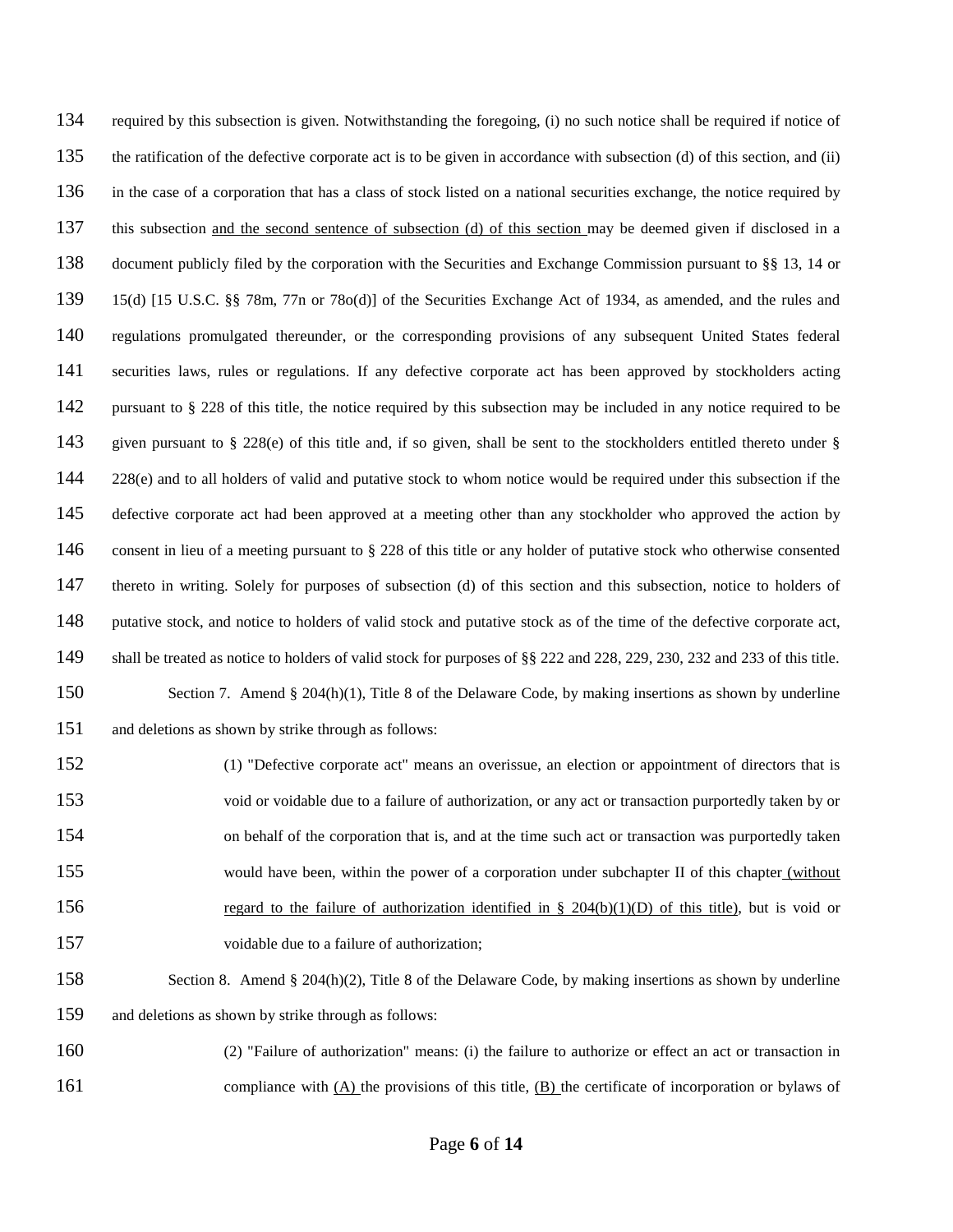required by this subsection is given. Notwithstanding the foregoing, (i) no such notice shall be required if notice of the ratification of the defective corporate act is to be given in accordance with subsection (d) of this section, and (ii) in the case of a corporation that has a class of stock listed on a national securities exchange, the notice required by this subsection <u>and the second sentence of subsection (d) of this section</u> may be deemed given if disclosed in a document publicly filed by the corporation with the Securities and Exchange Commission pursuant to §§ 13, 14 or 15(d) [15 U.S.C. §§ 78m, 77n or 78o(d)] of the Securities Exchange Act of 1934, as amended, and the rules and regulations promulgated thereunder, or the corresponding provisions of any subsequent United States federal securities laws, rules or regulations. If any defective corporate act has been approved by stockholders acting pursuant to § 228 of this title, the notice required by this subsection may be included in any notice required to be given pursuant to § 228(e) of this title and, if so given, shall be sent to the stockholders entitled thereto under § 228(e) and to all holders of valid and putative stock to whom notice would be required under this subsection if the defective corporate act had been approved at a meeting other than any stockholder who approved the action by consent in lieu of a meeting pursuant to § 228 of this title or any holder of putative stock who otherwise consented thereto in writing. Solely for purposes of subsection (d) of this section and this subsection, notice to holders of putative stock, and notice to holders of valid stock and putative stock as of the time of the defective corporate act, shall be treated as notice to holders of valid stock for purposes of §§ 222 and 228, 229, 230, 232 and 233 of this title.

Section 7. Amend § 204(h)(1), Title 8 of the Delaware Code, by making insertions as shown by underline and deletions as shown by strike through as follows:

> (1) "Defective corporate act" means an overissue, an election or appointment of directors that is void or voidable due to a failure of authorization, or any act or transaction purportedly taken by or on behalf of the corporation that is, and at the time such act or transaction was purportedly taken would have been, within the power of a corporation under subchapter II of this chapter <u>(without regard to the failure of authorization identified in § 204(b)(1)(D) of this title)</u>, but is void or voidable due to a failure of authorization;

Section 8. Amend § 204(h)(2), Title 8 of the Delaware Code, by making insertions as shown by underline and deletions as shown by strike through as follows:

> (2) "Failure of authorization" means: (i) the failure to authorize or effect an act or transaction in compliance with <u>(A)</u> the provisions of this title, <u>(B)</u> the certificate of incorporation or bylaws of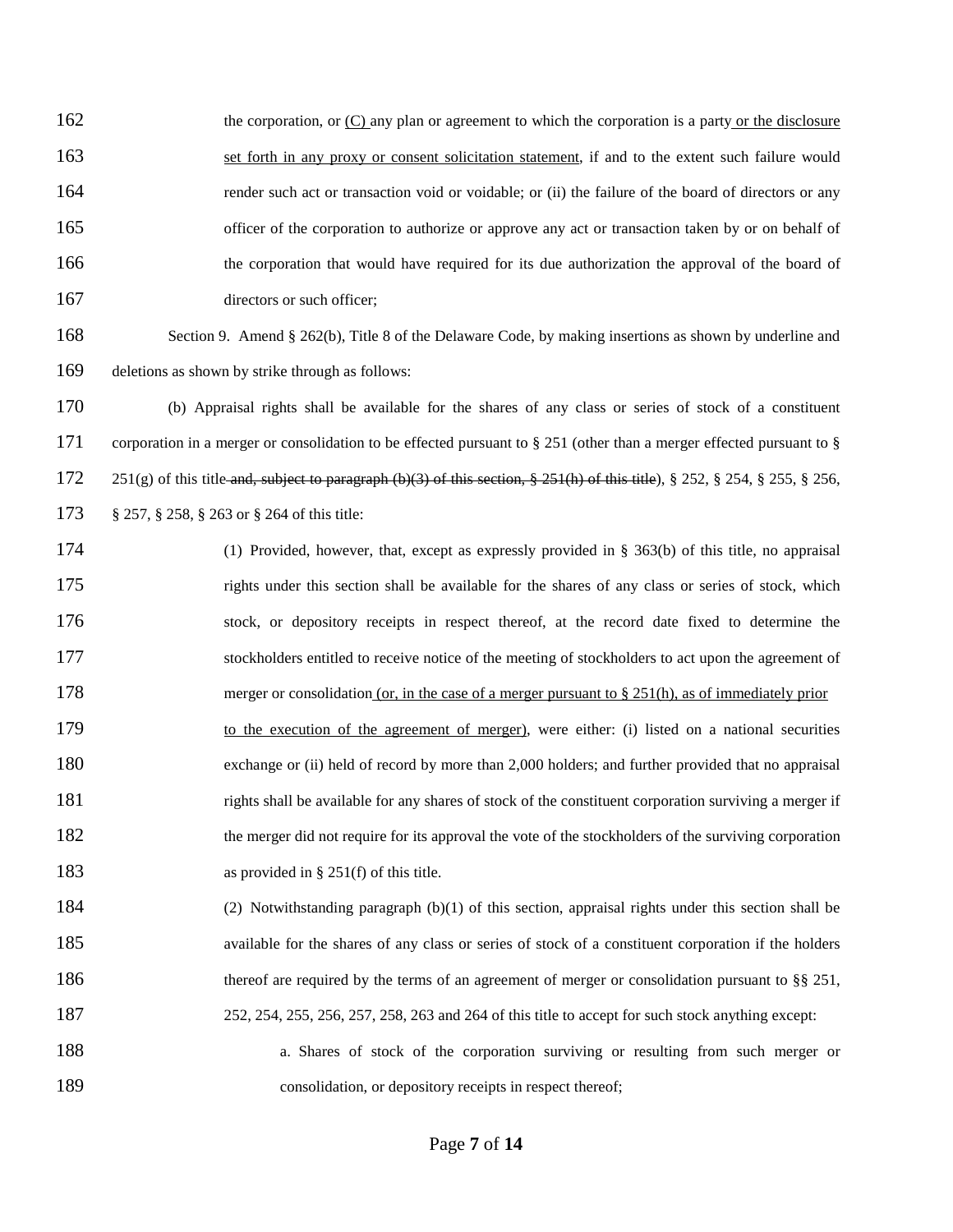the corporation, or <u>(C)</u> any plan or agreement to which the corporation is a party <u>or the disclosure set forth in any proxy or consent solicitation statement</u>, if and to the extent such failure would render such act or transaction void or voidable; or (ii) the failure of the board of directors or any officer of the corporation to authorize or approve any act or transaction taken by or on behalf of the corporation that would have required for its due authorization the approval of the board of directors or such officer;

Section 9. Amend § 262(b), Title 8 of the Delaware Code, by making insertions as shown by underline and deletions as shown by strike through as follows:

(b) Appraisal rights shall be available for the shares of any class or series of stock of a constituent corporation in a merger or consolidation to be effected pursuant to § 251 (other than a merger effected pursuant to § 251(g) of this title ~~and, subject to paragraph (b)(3) of this section, § 251(h) of this title~~), § 252, § 254, § 255, § 256, § 257, § 258, § 263 or § 264 of this title:

(1) Provided, however, that, except as expressly provided in § 363(b) of this title, no appraisal rights under this section shall be available for the shares of any class or series of stock, which stock, or depository receipts in respect thereof, at the record date fixed to determine the stockholders entitled to receive notice of the meeting of stockholders to act upon the agreement of merger or consolidation <u>(or, in the case of a merger pursuant to § 251(h), as of immediately prior to the execution of the agreement of merger)</u>, were either: (i) listed on a national securities exchange or (ii) held of record by more than 2,000 holders; and further provided that no appraisal rights shall be available for any shares of stock of the constituent corporation surviving a merger if the merger did not require for its approval the vote of the stockholders of the surviving corporation as provided in § 251(f) of this title.

(2) Notwithstanding paragraph (b)(1) of this section, appraisal rights under this section shall be available for the shares of any class or series of stock of a constituent corporation if the holders thereof are required by the terms of an agreement of merger or consolidation pursuant to §§ 251, 252, 254, 255, 256, 257, 258, 263 and 264 of this title to accept for such stock anything except:

a. Shares of stock of the corporation surviving or resulting from such merger or consolidation, or depository receipts in respect thereof;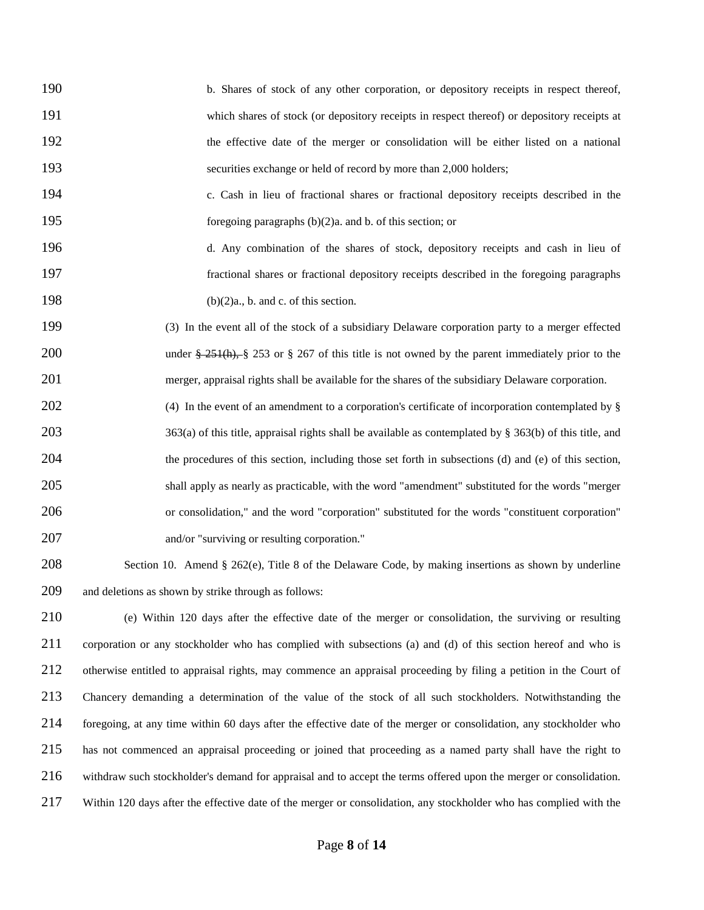b. Shares of stock of any other corporation, or depository receipts in respect thereof, which shares of stock (or depository receipts in respect thereof) or depository receipts at the effective date of the merger or consolidation will be either listed on a national securities exchange or held of record by more than 2,000 holders;

c. Cash in lieu of fractional shares or fractional depository receipts described in the foregoing paragraphs (b)(2)a. and b. of this section; or

d. Any combination of the shares of stock, depository receipts and cash in lieu of fractional shares or fractional depository receipts described in the foregoing paragraphs (b)(2)a., b. and c. of this section.

(3) In the event all of the stock of a subsidiary Delaware corporation party to a merger effected under ~~§ 251(h),~~ § 253 or § 267 of this title is not owned by the parent immediately prior to the merger, appraisal rights shall be available for the shares of the subsidiary Delaware corporation.

(4) In the event of an amendment to a corporation's certificate of incorporation contemplated by § 363(a) of this title, appraisal rights shall be available as contemplated by § 363(b) of this title, and the procedures of this section, including those set forth in subsections (d) and (e) of this section, shall apply as nearly as practicable, with the word "amendment" substituted for the words "merger or consolidation," and the word "corporation" substituted for the words "constituent corporation" and/or "surviving or resulting corporation."

Section 10. Amend § 262(e), Title 8 of the Delaware Code, by making insertions as shown by underline and deletions as shown by strike through as follows:

(e) Within 120 days after the effective date of the merger or consolidation, the surviving or resulting corporation or any stockholder who has complied with subsections (a) and (d) of this section hereof and who is otherwise entitled to appraisal rights, may commence an appraisal proceeding by filing a petition in the Court of Chancery demanding a determination of the value of the stock of all such stockholders. Notwithstanding the foregoing, at any time within 60 days after the effective date of the merger or consolidation, any stockholder who has not commenced an appraisal proceeding or joined that proceeding as a named party shall have the right to withdraw such stockholder's demand for appraisal and to accept the terms offered upon the merger or consolidation. Within 120 days after the effective date of the merger or consolidation, any stockholder who has complied with the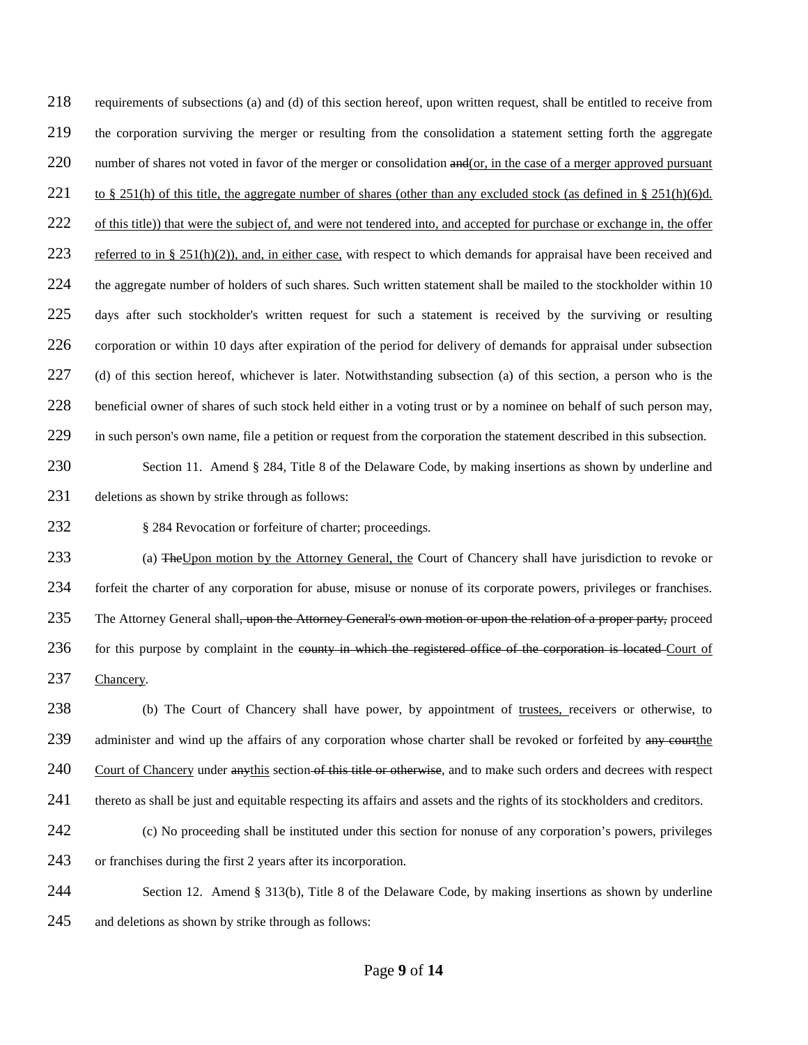requirements of subsections (a) and (d) of this section hereof, upon written request, shall be entitled to receive from the corporation surviving the merger or resulting from the consolidation a statement setting forth the aggregate number of shares not voted in favor of the merger or consolidation ~~and~~<u>(or, in the case of a merger approved pursuant to § 251(h) of this title, the aggregate number of shares (other than any excluded stock (as defined in § 251(h)(6)d. of this title)) that were the subject of, and were not tendered into, and accepted for purchase or exchange in, the offer referred to in § 251(h)(2)), and, in either case,</u> with respect to which demands for appraisal have been received and the aggregate number of holders of such shares. Such written statement shall be mailed to the stockholder within 10 days after such stockholder's written request for such a statement is received by the surviving or resulting corporation or within 10 days after expiration of the period for delivery of demands for appraisal under subsection (d) of this section hereof, whichever is later. Notwithstanding subsection (a) of this section, a person who is the beneficial owner of shares of such stock held either in a voting trust or by a nominee on behalf of such person may, in such person's own name, file a petition or request from the corporation the statement described in this subsection.

Section 11. Amend § 284, Title 8 of the Delaware Code, by making insertions as shown by underline and deletions as shown by strike through as follows:

§ 284 Revocation or forfeiture of charter; proceedings.

(a) ~~The~~<u>Upon motion by the Attorney General, the</u> Court of Chancery shall have jurisdiction to revoke or forfeit the charter of any corporation for abuse, misuse or nonuse of its corporate powers, privileges or franchises. The Attorney General shall~~, upon the Attorney General's own motion or upon the relation of a proper party,~~ proceed for this purpose by complaint in the ~~county in which the registered office of the corporation is located~~ <u>Court of Chancery</u>.

(b) The Court of Chancery shall have power, by appointment of <u>trustees,</u> receivers or otherwise, to administer and wind up the affairs of any corporation whose charter shall be revoked or forfeited by ~~any court~~<u>the Court of Chancery</u> under ~~any~~<u>this</u> section ~~of this title or otherwise~~, and to make such orders and decrees with respect thereto as shall be just and equitable respecting its affairs and assets and the rights of its stockholders and creditors.

(c) No proceeding shall be instituted under this section for nonuse of any corporation's powers, privileges or franchises during the first 2 years after its incorporation.

Section 12. Amend § 313(b), Title 8 of the Delaware Code, by making insertions as shown by underline and deletions as shown by strike through as follows: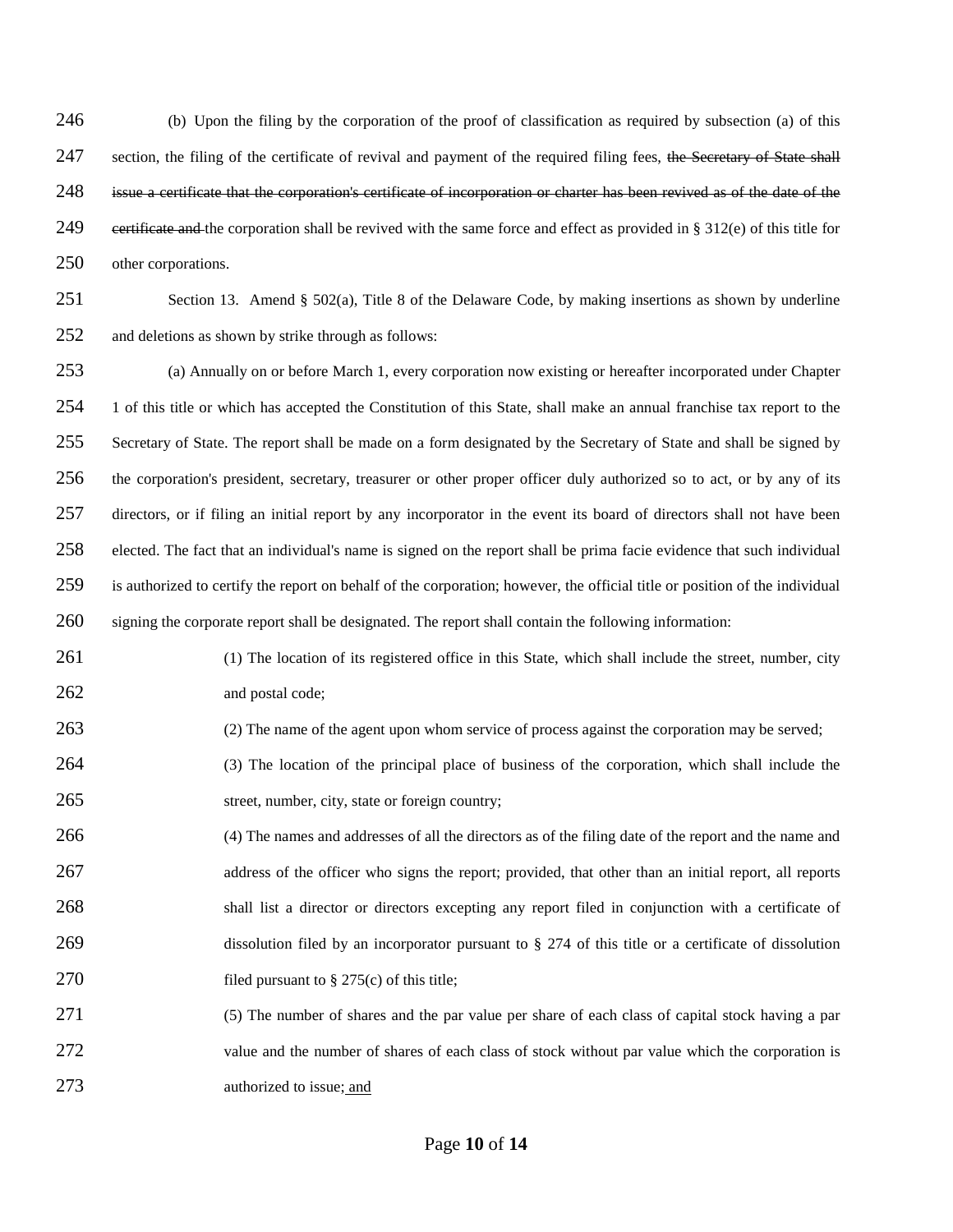(b) Upon the filing by the corporation of the proof of classification as required by subsection (a) of this section, the filing of the certificate of revival and payment of the required filing fees, ~~the Secretary of State shall issue a certificate that the corporation's certificate of incorporation or charter has been revived as of the date of the certificate and~~ the corporation shall be revived with the same force and effect as provided in § 312(e) of this title for other corporations.

Section 13. Amend § 502(a), Title 8 of the Delaware Code, by making insertions as shown by underline and deletions as shown by strike through as follows:

(a) Annually on or before March 1, every corporation now existing or hereafter incorporated under Chapter 1 of this title or which has accepted the Constitution of this State, shall make an annual franchise tax report to the Secretary of State. The report shall be made on a form designated by the Secretary of State and shall be signed by the corporation's president, secretary, treasurer or other proper officer duly authorized so to act, or by any of its directors, or if filing an initial report by any incorporator in the event its board of directors shall not have been elected. The fact that an individual's name is signed on the report shall be prima facie evidence that such individual is authorized to certify the report on behalf of the corporation; however, the official title or position of the individual signing the corporate report shall be designated. The report shall contain the following information:

(1) The location of its registered office in this State, which shall include the street, number, city and postal code;

(2) The name of the agent upon whom service of process against the corporation may be served;

(3) The location of the principal place of business of the corporation, which shall include the street, number, city, state or foreign country;

(4) The names and addresses of all the directors as of the filing date of the report and the name and address of the officer who signs the report; provided, that other than an initial report, all reports shall list a director or directors excepting any report filed in conjunction with a certificate of dissolution filed by an incorporator pursuant to § 274 of this title or a certificate of dissolution filed pursuant to § 275(c) of this title;

(5) The number of shares and the par value per share of each class of capital stock having a par value and the number of shares of each class of stock without par value which the corporation is authorized to issue; <u>and</u>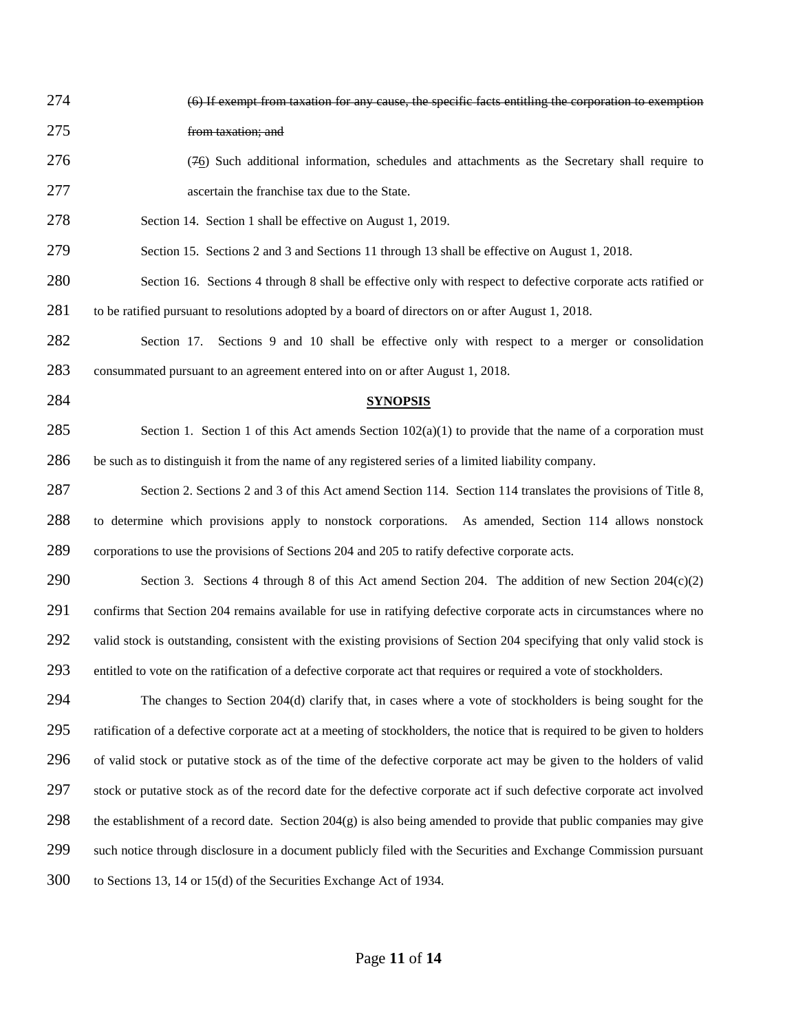~~(6) If exempt from taxation for any cause, the specific facts entitling the corporation to exemption from taxation; and~~

(~~7~~6) Such additional information, schedules and attachments as the Secretary shall require to ascertain the franchise tax due to the State.

Section 14. Section 1 shall be effective on August 1, 2019.

Section 15. Sections 2 and 3 and Sections 11 through 13 shall be effective on August 1, 2018.

Section 16. Sections 4 through 8 shall be effective only with respect to defective corporate acts ratified or to be ratified pursuant to resolutions adopted by a board of directors on or after August 1, 2018.

Section 17. Sections 9 and 10 shall be effective only with respect to a merger or consolidation consummated pursuant to an agreement entered into on or after August 1, 2018.

## SYNOPSIS

Section 1. Section 1 of this Act amends Section 102(a)(1) to provide that the name of a corporation must be such as to distinguish it from the name of any registered series of a limited liability company.

Section 2. Sections 2 and 3 of this Act amend Section 114. Section 114 translates the provisions of Title 8, to determine which provisions apply to nonstock corporations. As amended, Section 114 allows nonstock corporations to use the provisions of Sections 204 and 205 to ratify defective corporate acts.

Section 3. Sections 4 through 8 of this Act amend Section 204. The addition of new Section 204(c)(2) confirms that Section 204 remains available for use in ratifying defective corporate acts in circumstances where no valid stock is outstanding, consistent with the existing provisions of Section 204 specifying that only valid stock is entitled to vote on the ratification of a defective corporate act that requires or required a vote of stockholders.

The changes to Section 204(d) clarify that, in cases where a vote of stockholders is being sought for the ratification of a defective corporate act at a meeting of stockholders, the notice that is required to be given to holders of valid stock or putative stock as of the time of the defective corporate act may be given to the holders of valid stock or putative stock as of the record date for the defective corporate act if such defective corporate act involved the establishment of a record date. Section 204(g) is also being amended to provide that public companies may give such notice through disclosure in a document publicly filed with the Securities and Exchange Commission pursuant to Sections 13, 14 or 15(d) of the Securities Exchange Act of 1934.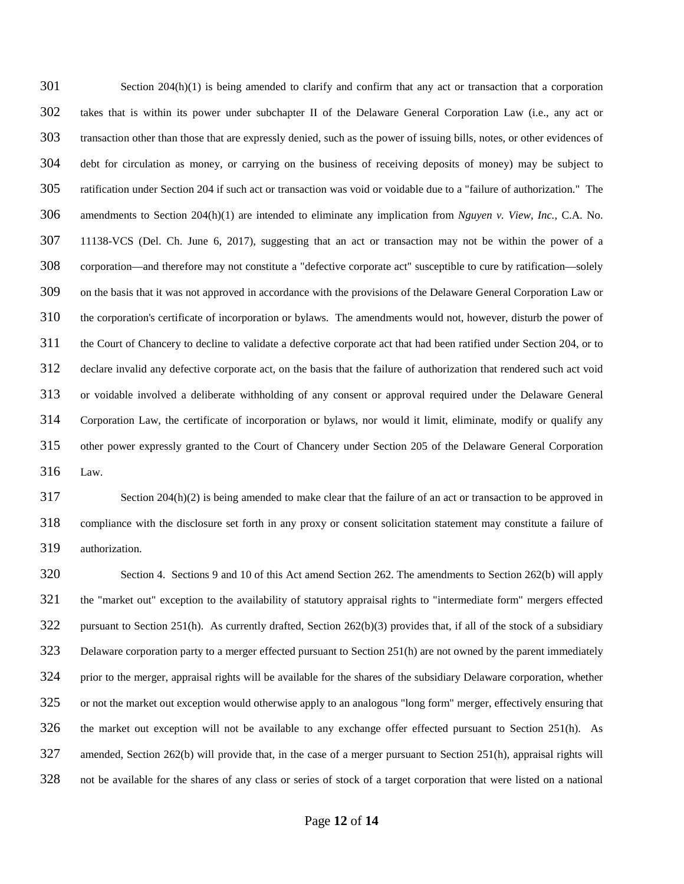Section 204(h)(1) is being amended to clarify and confirm that any act or transaction that a corporation takes that is within its power under subchapter II of the Delaware General Corporation Law (i.e., any act or transaction other than those that are expressly denied, such as the power of issuing bills, notes, or other evidences of debt for circulation as money, or carrying on the business of receiving deposits of money) may be subject to ratification under Section 204 if such act or transaction was void or voidable due to a "failure of authorization." The amendments to Section 204(h)(1) are intended to eliminate any implication from *Nguyen v. View, Inc.*, C.A. No. 11138-VCS (Del. Ch. June 6, 2017), suggesting that an act or transaction may not be within the power of a corporation—and therefore may not constitute a "defective corporate act" susceptible to cure by ratification—solely on the basis that it was not approved in accordance with the provisions of the Delaware General Corporation Law or the corporation's certificate of incorporation or bylaws. The amendments would not, however, disturb the power of the Court of Chancery to decline to validate a defective corporate act that had been ratified under Section 204, or to declare invalid any defective corporate act, on the basis that the failure of authorization that rendered such act void or voidable involved a deliberate withholding of any consent or approval required under the Delaware General Corporation Law, the certificate of incorporation or bylaws, nor would it limit, eliminate, modify or qualify any other power expressly granted to the Court of Chancery under Section 205 of the Delaware General Corporation Law.

Section 204(h)(2) is being amended to make clear that the failure of an act or transaction to be approved in compliance with the disclosure set forth in any proxy or consent solicitation statement may constitute a failure of authorization.

Section 4. Sections 9 and 10 of this Act amend Section 262. The amendments to Section 262(b) will apply the "market out" exception to the availability of statutory appraisal rights to "intermediate form" mergers effected pursuant to Section 251(h). As currently drafted, Section 262(b)(3) provides that, if all of the stock of a subsidiary Delaware corporation party to a merger effected pursuant to Section 251(h) are not owned by the parent immediately prior to the merger, appraisal rights will be available for the shares of the subsidiary Delaware corporation, whether or not the market out exception would otherwise apply to an analogous "long form" merger, effectively ensuring that the market out exception will not be available to any exchange offer effected pursuant to Section 251(h). As amended, Section 262(b) will provide that, in the case of a merger pursuant to Section 251(h), appraisal rights will not be available for the shares of any class or series of stock of a target corporation that were listed on a national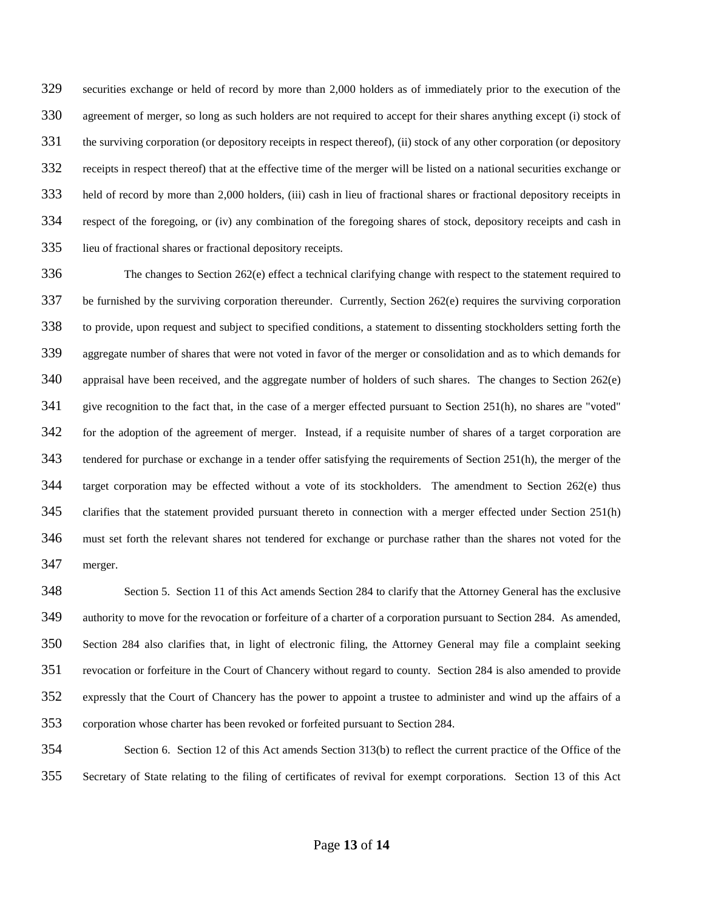securities exchange or held of record by more than 2,000 holders as of immediately prior to the execution of the agreement of merger, so long as such holders are not required to accept for their shares anything except (i) stock of the surviving corporation (or depository receipts in respect thereof), (ii) stock of any other corporation (or depository receipts in respect thereof) that at the effective time of the merger will be listed on a national securities exchange or held of record by more than 2,000 holders, (iii) cash in lieu of fractional shares or fractional depository receipts in respect of the foregoing, or (iv) any combination of the foregoing shares of stock, depository receipts and cash in lieu of fractional shares or fractional depository receipts.

The changes to Section 262(e) effect a technical clarifying change with respect to the statement required to be furnished by the surviving corporation thereunder. Currently, Section 262(e) requires the surviving corporation to provide, upon request and subject to specified conditions, a statement to dissenting stockholders setting forth the aggregate number of shares that were not voted in favor of the merger or consolidation and as to which demands for appraisal have been received, and the aggregate number of holders of such shares. The changes to Section 262(e) give recognition to the fact that, in the case of a merger effected pursuant to Section 251(h), no shares are "voted" for the adoption of the agreement of merger. Instead, if a requisite number of shares of a target corporation are tendered for purchase or exchange in a tender offer satisfying the requirements of Section 251(h), the merger of the target corporation may be effected without a vote of its stockholders. The amendment to Section 262(e) thus clarifies that the statement provided pursuant thereto in connection with a merger effected under Section 251(h) must set forth the relevant shares not tendered for exchange or purchase rather than the shares not voted for the merger.

Section 5. Section 11 of this Act amends Section 284 to clarify that the Attorney General has the exclusive authority to move for the revocation or forfeiture of a charter of a corporation pursuant to Section 284. As amended, Section 284 also clarifies that, in light of electronic filing, the Attorney General may file a complaint seeking revocation or forfeiture in the Court of Chancery without regard to county. Section 284 is also amended to provide expressly that the Court of Chancery has the power to appoint a trustee to administer and wind up the affairs of a corporation whose charter has been revoked or forfeited pursuant to Section 284.

Section 6. Section 12 of this Act amends Section 313(b) to reflect the current practice of the Office of the Secretary of State relating to the filing of certificates of revival for exempt corporations. Section 13 of this Act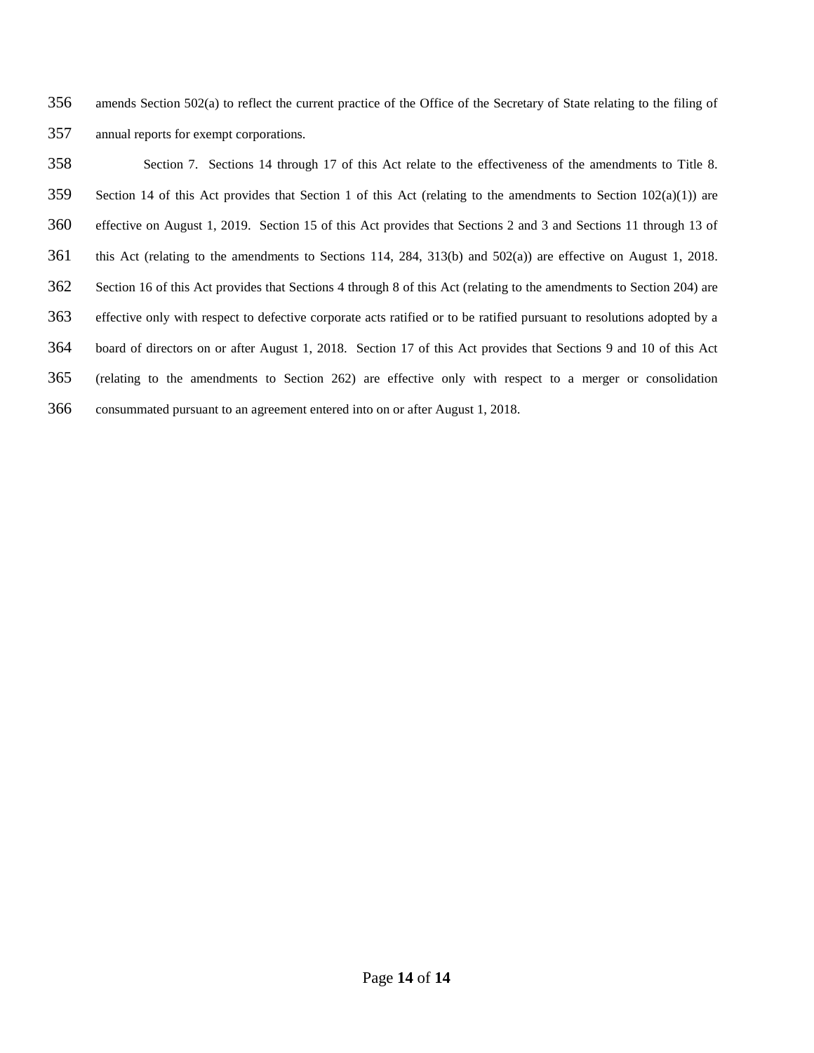amends Section 502(a) to reflect the current practice of the Office of the Secretary of State relating to the filing of annual reports for exempt corporations.

Section 7. Sections 14 through 17 of this Act relate to the effectiveness of the amendments to Title 8. Section 14 of this Act provides that Section 1 of this Act (relating to the amendments to Section 102(a)(1)) are effective on August 1, 2019. Section 15 of this Act provides that Sections 2 and 3 and Sections 11 through 13 of this Act (relating to the amendments to Sections 114, 284, 313(b) and 502(a)) are effective on August 1, 2018. Section 16 of this Act provides that Sections 4 through 8 of this Act (relating to the amendments to Section 204) are effective only with respect to defective corporate acts ratified or to be ratified pursuant to resolutions adopted by a board of directors on or after August 1, 2018. Section 17 of this Act provides that Sections 9 and 10 of this Act (relating to the amendments to Section 262) are effective only with respect to a merger or consolidation consummated pursuant to an agreement entered into on or after August 1, 2018.